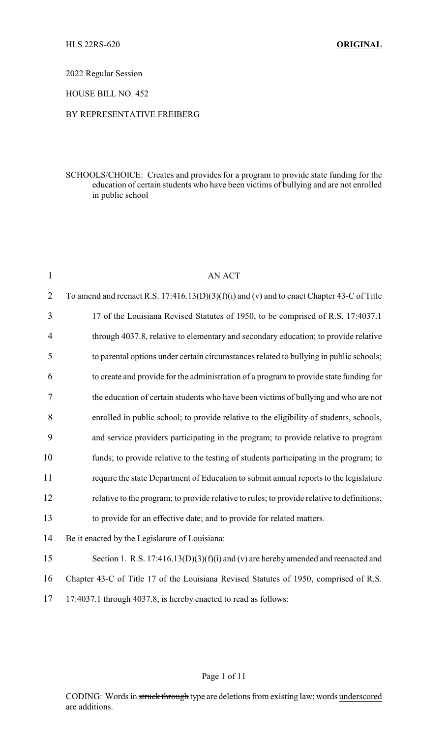HLS 22RS-620 **ORIGINAL**

2022 Regular Session

HOUSE BILL NO. 452

BY REPRESENTATIVE FREIBERG

SCHOOLS/CHOICE: Creates and provides for a program to provide state funding for the education of certain students who have been victims of bullying and are not enrolled in public school

AN ACT

To amend and reenact R.S. 17:416.13(D)(3)(f)(i) and (v) and to enact Chapter 43-C of Title 17 of the Louisiana Revised Statutes of 1950, to be comprised of R.S. 17:4037.1 through 4037.8, relative to elementary and secondary education; to provide relative to parental options under certain circumstances related to bullying in public schools; to create and provide for the administration of a program to provide state funding for the education of certain students who have been victims of bullying and who are not enrolled in public school; to provide relative to the eligibility of students, schools, and service providers participating in the program; to provide relative to program funds; to provide relative to the testing of students participating in the program; to require the state Department of Education to submit annual reports to the legislature relative to the program; to provide relative to rules; to provide relative to definitions; to provide for an effective date; and to provide for related matters.

Be it enacted by the Legislature of Louisiana:

Section 1. R.S. 17:416.13(D)(3)(f)(i) and (v) are hereby amended and reenacted and Chapter 43-C of Title 17 of the Louisiana Revised Statutes of 1950, comprised of R.S. 17:4037.1 through 4037.8, is hereby enacted to read as follows:

CODING: Words in ~~struck through~~ type are deletions from existing law; words underscored are additions.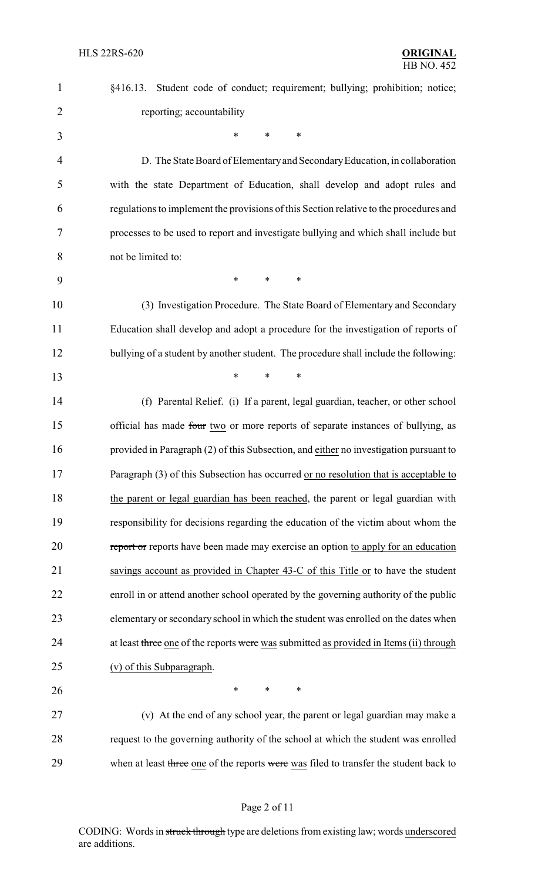§416.13. Student code of conduct; requirement; bullying; prohibition; notice; reporting; accountability

\* \* \*

D. The State Board of Elementary and Secondary Education, in collaboration with the state Department of Education, shall develop and adopt rules and regulations to implement the provisions of this Section relative to the procedures and processes to be used to report and investigate bullying and which shall include but not be limited to:

\* \* \*

(3) Investigation Procedure. The State Board of Elementary and Secondary Education shall develop and adopt a procedure for the investigation of reports of bullying of a student by another student. The procedure shall include the following:

\* \* \*

(f) Parental Relief. (i) If a parent, legal guardian, teacher, or other school official has made ~~four~~ <u>two</u> or more reports of separate instances of bullying, as provided in Paragraph (2) of this Subsection, and <u>either</u> no investigation pursuant to Paragraph (3) of this Subsection has occurred <u>or no resolution that is acceptable to the parent or legal guardian has been reached</u>, the parent or legal guardian with responsibility for decisions regarding the education of the victim about whom the ~~report or~~ reports have been made may exercise an option <u>to apply for an education savings account as provided in Chapter 43-C of this Title or</u> to have the student enroll in or attend another school operated by the governing authority of the public elementary or secondary school in which the student was enrolled on the dates when at least ~~three~~ <u>one</u> of the reports ~~were~~ <u>was</u> submitted <u>as provided in Items (ii) through (v) of this Subparagraph</u>.

\* \* \*

(v) At the end of any school year, the parent or legal guardian may make a request to the governing authority of the school at which the student was enrolled when at least ~~three~~ <u>one</u> of the reports ~~were~~ <u>was</u> filed to transfer the student back to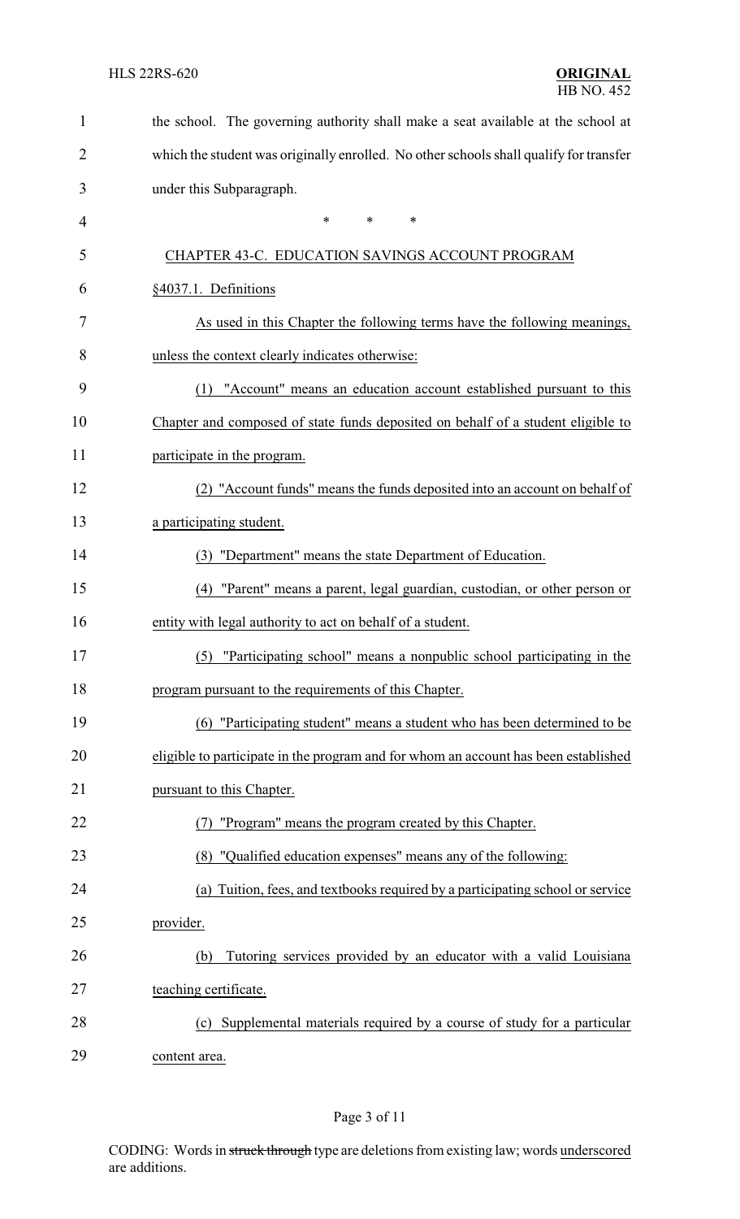the school. The governing authority shall make a seat available at the school at which the student was originally enrolled. No other schools shall qualify for transfer under this Subparagraph.

\* \* \*

CHAPTER 43-C. EDUCATION SAVINGS ACCOUNT PROGRAM

§4037.1. Definitions

As used in this Chapter the following terms have the following meanings, unless the context clearly indicates otherwise:

(1) "Account" means an education account established pursuant to this Chapter and composed of state funds deposited on behalf of a student eligible to participate in the program.

(2) "Account funds" means the funds deposited into an account on behalf of a participating student.

(3) "Department" means the state Department of Education.

(4) "Parent" means a parent, legal guardian, custodian, or other person or entity with legal authority to act on behalf of a student.

(5) "Participating school" means a nonpublic school participating in the program pursuant to the requirements of this Chapter.

(6) "Participating student" means a student who has been determined to be eligible to participate in the program and for whom an account has been established pursuant to this Chapter.

(7) "Program" means the program created by this Chapter.

(8) "Qualified education expenses" means any of the following:

(a) Tuition, fees, and textbooks required by a participating school or service provider.

(b) Tutoring services provided by an educator with a valid Louisiana teaching certificate.

(c) Supplemental materials required by a course of study for a particular content area.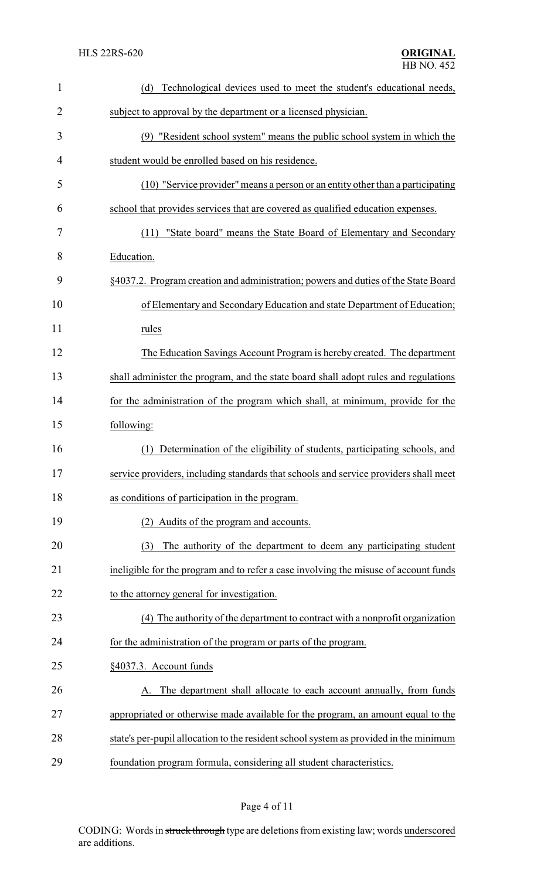(d) Technological devices used to meet the student's educational needs, subject to approval by the department or a licensed physician.

(9) "Resident school system" means the public school system in which the student would be enrolled based on his residence.

(10) "Service provider" means a person or an entity other than a participating school that provides services that are covered as qualified education expenses.

(11) "State board" means the State Board of Elementary and Secondary Education.

§4037.2. Program creation and administration; powers and duties of the State Board of Elementary and Secondary Education and state Department of Education; rules

The Education Savings Account Program is hereby created. The department shall administer the program, and the state board shall adopt rules and regulations for the administration of the program which shall, at minimum, provide for the following:

(1) Determination of the eligibility of students, participating schools, and service providers, including standards that schools and service providers shall meet as conditions of participation in the program.

(2) Audits of the program and accounts.

(3) The authority of the department to deem any participating student ineligible for the program and to refer a case involving the misuse of account funds to the attorney general for investigation.

(4) The authority of the department to contract with a nonprofit organization for the administration of the program or parts of the program.

§4037.3. Account funds

A. The department shall allocate to each account annually, from funds appropriated or otherwise made available for the program, an amount equal to the state's per-pupil allocation to the resident school system as provided in the minimum foundation program formula, considering all student characteristics.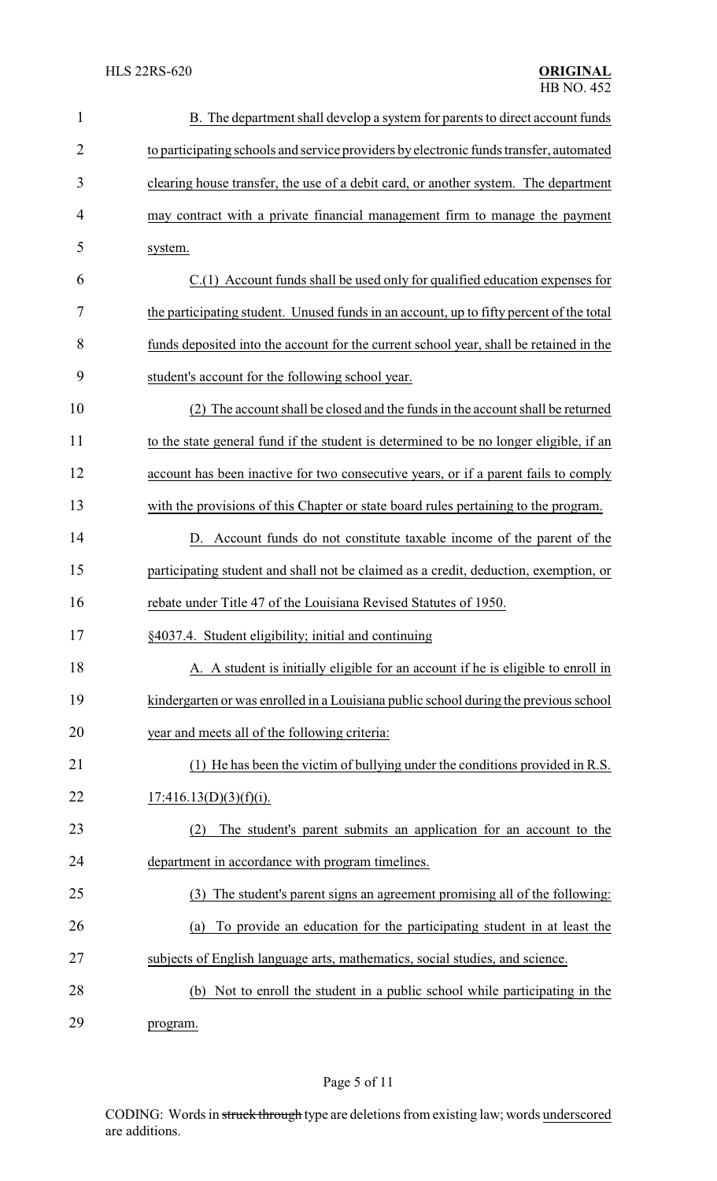B. The department shall develop a system for parents to direct account funds to participating schools and service providers by electronic funds transfer, automated clearing house transfer, the use of a debit card, or another system. The department may contract with a private financial management firm to manage the payment system.

C.(1) Account funds shall be used only for qualified education expenses for the participating student. Unused funds in an account, up to fifty percent of the total funds deposited into the account for the current school year, shall be retained in the student's account for the following school year.

(2) The account shall be closed and the funds in the account shall be returned to the state general fund if the student is determined to be no longer eligible, if an account has been inactive for two consecutive years, or if a parent fails to comply with the provisions of this Chapter or state board rules pertaining to the program.

D. Account funds do not constitute taxable income of the parent of the participating student and shall not be claimed as a credit, deduction, exemption, or rebate under Title 47 of the Louisiana Revised Statutes of 1950.

§4037.4. Student eligibility; initial and continuing

A. A student is initially eligible for an account if he is eligible to enroll in kindergarten or was enrolled in a Louisiana public school during the previous school year and meets all of the following criteria:

(1) He has been the victim of bullying under the conditions provided in R.S. 17:416.13(D)(3)(f)(i).

(2) The student's parent submits an application for an account to the department in accordance with program timelines.

(3) The student's parent signs an agreement promising all of the following:

(a) To provide an education for the participating student in at least the subjects of English language arts, mathematics, social studies, and science.

(b) Not to enroll the student in a public school while participating in the program.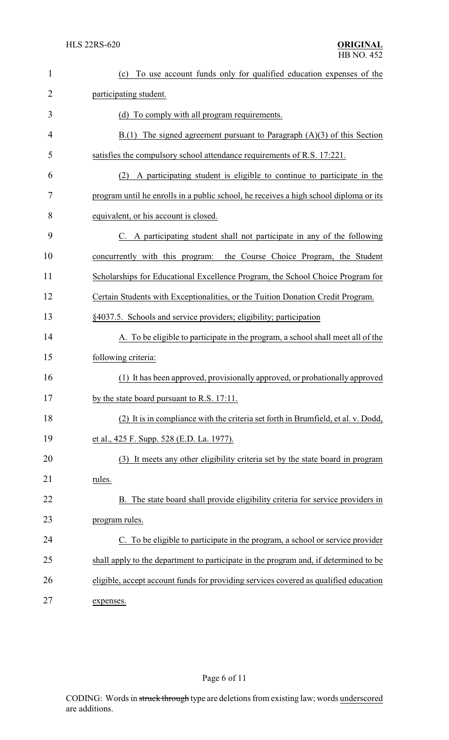(c) To use account funds only for qualified education expenses of the participating student.

(d) To comply with all program requirements.

B.(1) The signed agreement pursuant to Paragraph (A)(3) of this Section satisfies the compulsory school attendance requirements of R.S. 17:221.

(2) A participating student is eligible to continue to participate in the program until he enrolls in a public school, he receives a high school diploma or its equivalent, or his account is closed.

C. A participating student shall not participate in any of the following concurrently with this program: the Course Choice Program, the Student Scholarships for Educational Excellence Program, the School Choice Program for Certain Students with Exceptionalities, or the Tuition Donation Credit Program.

§4037.5. Schools and service providers; eligibility; participation

A. To be eligible to participate in the program, a school shall meet all of the following criteria:

(1) It has been approved, provisionally approved, or probationally approved by the state board pursuant to R.S. 17:11.

(2) It is in compliance with the criteria set forth in Brumfield, et al. v. Dodd, et al., 425 F. Supp. 528 (E.D. La. 1977).

(3) It meets any other eligibility criteria set by the state board in program rules.

B. The state board shall provide eligibility criteria for service providers in program rules.

C. To be eligible to participate in the program, a school or service provider shall apply to the department to participate in the program and, if determined to be eligible, accept account funds for providing services covered as qualified education expenses.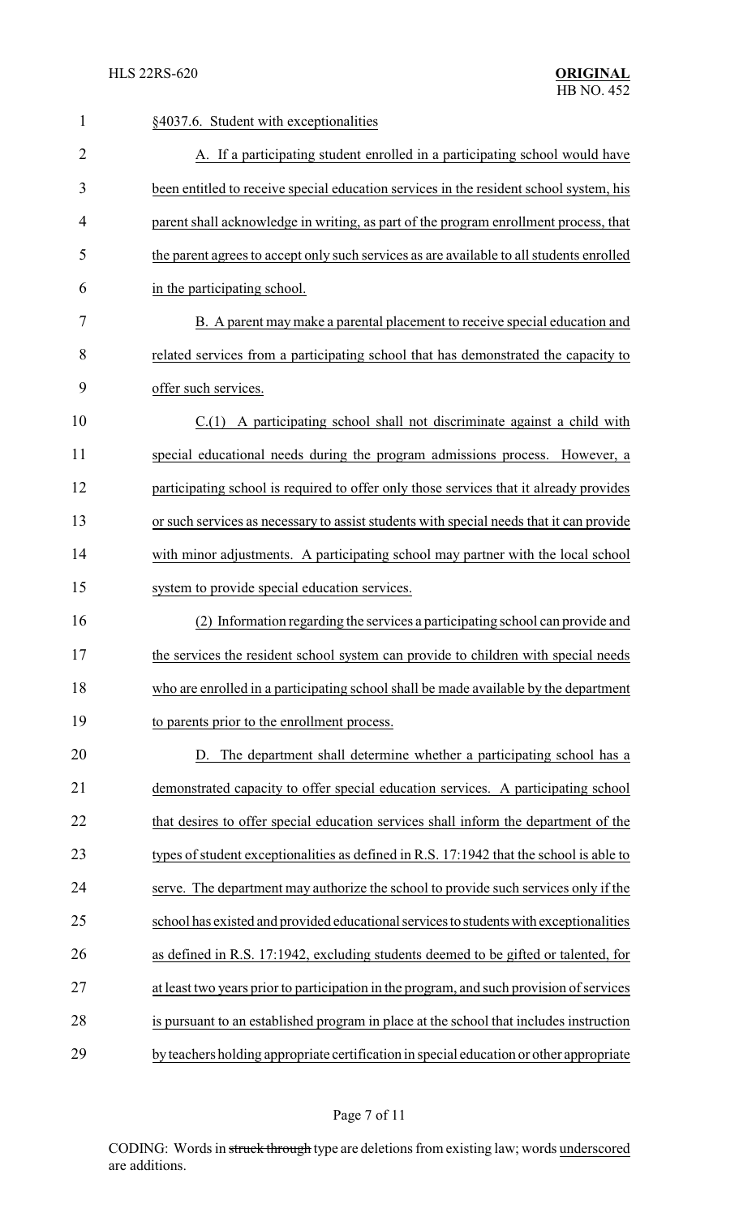§4037.6. Student with exceptionalities

A. If a participating student enrolled in a participating school would have been entitled to receive special education services in the resident school system, his parent shall acknowledge in writing, as part of the program enrollment process, that the parent agrees to accept only such services as are available to all students enrolled in the participating school.

B. A parent may make a parental placement to receive special education and related services from a participating school that has demonstrated the capacity to offer such services.

C.(1) A participating school shall not discriminate against a child with special educational needs during the program admissions process. However, a participating school is required to offer only those services that it already provides or such services as necessary to assist students with special needs that it can provide with minor adjustments. A participating school may partner with the local school system to provide special education services.

(2) Information regarding the services a participating school can provide and the services the resident school system can provide to children with special needs who are enrolled in a participating school shall be made available by the department to parents prior to the enrollment process.

D. The department shall determine whether a participating school has a demonstrated capacity to offer special education services. A participating school that desires to offer special education services shall inform the department of the types of student exceptionalities as defined in R.S. 17:1942 that the school is able to serve. The department may authorize the school to provide such services only if the school has existed and provided educational services to students with exceptionalities as defined in R.S. 17:1942, excluding students deemed to be gifted or talented, for at least two years prior to participation in the program, and such provision of services is pursuant to an established program in place at the school that includes instruction by teachers holding appropriate certification in special education or other appropriate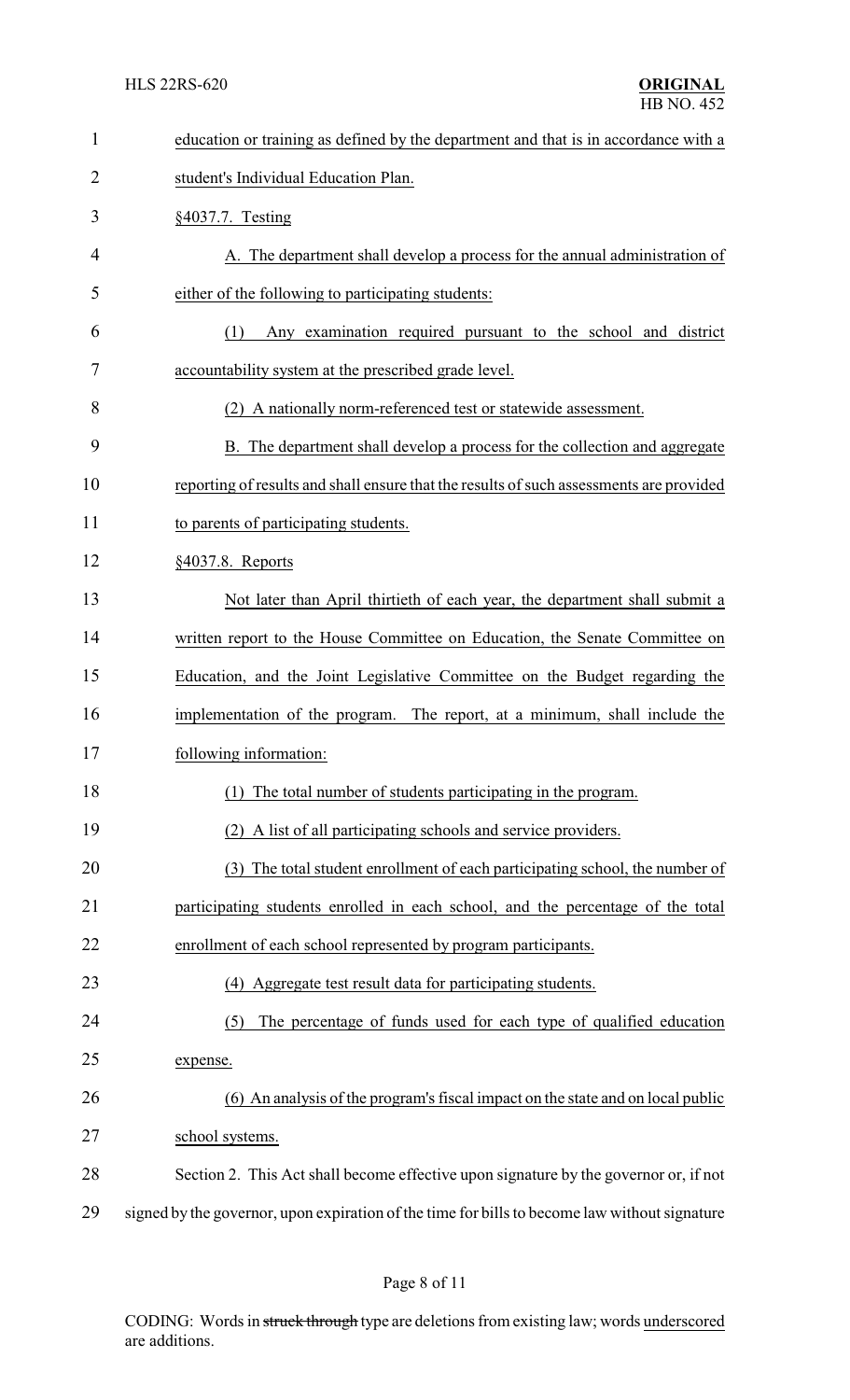education or training as defined by the department and that is in accordance with a student's Individual Education Plan.

§4037.7. Testing

A. The department shall develop a process for the annual administration of either of the following to participating students:

(1) Any examination required pursuant to the school and district accountability system at the prescribed grade level.

(2) A nationally norm-referenced test or statewide assessment.

B. The department shall develop a process for the collection and aggregate reporting of results and shall ensure that the results of such assessments are provided to parents of participating students.

§4037.8. Reports

Not later than April thirtieth of each year, the department shall submit a written report to the House Committee on Education, the Senate Committee on Education, and the Joint Legislative Committee on the Budget regarding the implementation of the program. The report, at a minimum, shall include the following information:

(1) The total number of students participating in the program.

(2) A list of all participating schools and service providers.

(3) The total student enrollment of each participating school, the number of participating students enrolled in each school, and the percentage of the total enrollment of each school represented by program participants.

(4) Aggregate test result data for participating students.

(5) The percentage of funds used for each type of qualified education expense.

(6) An analysis of the program's fiscal impact on the state and on local public school systems.

Section 2. This Act shall become effective upon signature by the governor or, if not signed by the governor, upon expiration of the time for bills to become law without signature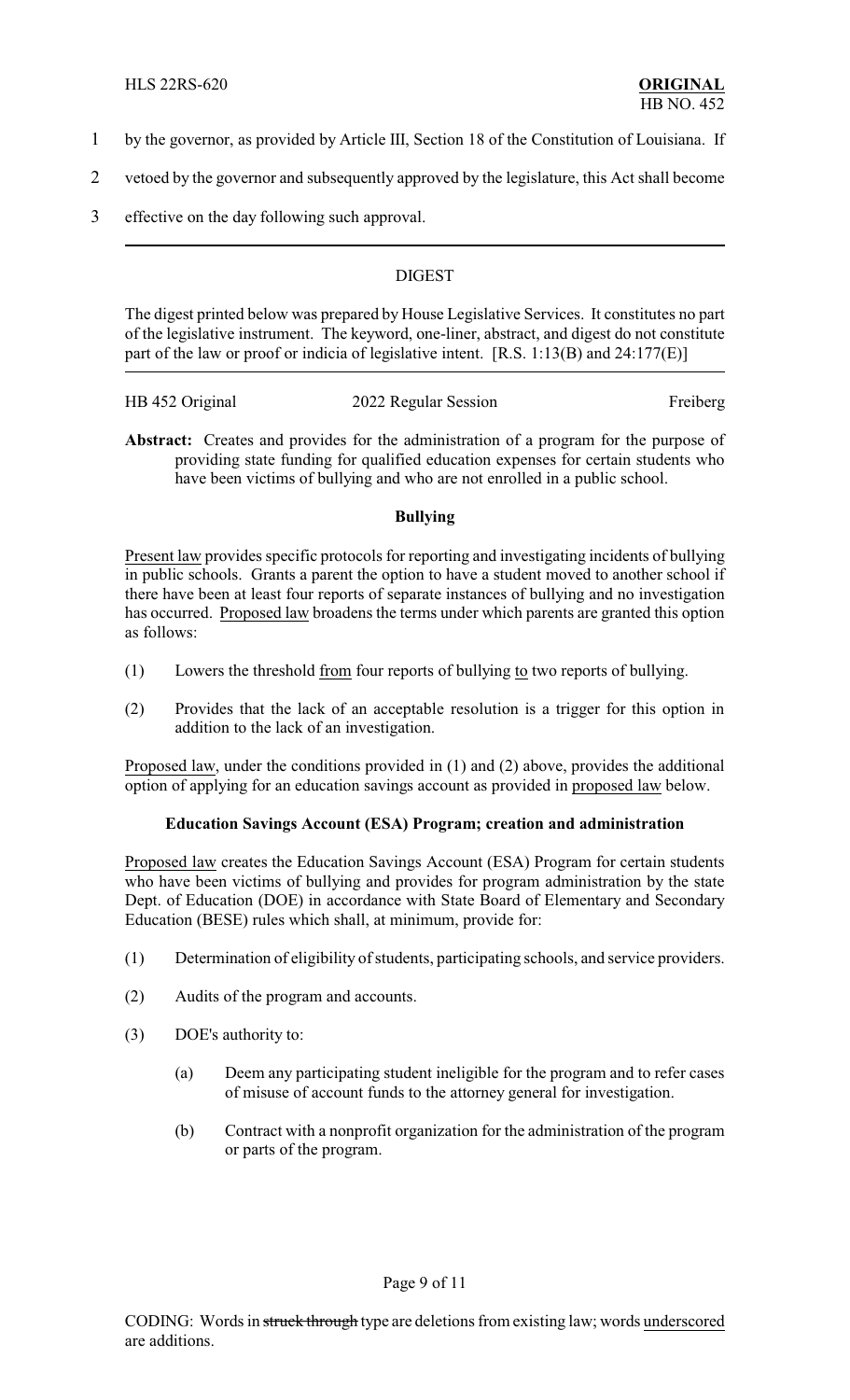by the governor, as provided by Article III, Section 18 of the Constitution of Louisiana. If vetoed by the governor and subsequently approved by the legislature, this Act shall become effective on the day following such approval.

---

## DIGEST

The digest printed below was prepared by House Legislative Services. It constitutes no part of the legislative instrument. The keyword, one-liner, abstract, and digest do not constitute part of the law or proof or indicia of legislative intent. [R.S. 1:13(B) and 24:177(E)]

---

HB 452 Original    2022 Regular Session    Freiberg

**Abstract:** Creates and provides for the administration of a program for the purpose of providing state funding for qualified education expenses for certain students who have been victims of bullying and who are not enrolled in a public school.

### Bullying

Present law provides specific protocols for reporting and investigating incidents of bullying in public schools. Grants a parent the option to have a student moved to another school if there have been at least four reports of separate instances of bullying and no investigation has occurred. Proposed law broadens the terms under which parents are granted this option as follows:

(1) Lowers the threshold from four reports of bullying to two reports of bullying.

(2) Provides that the lack of an acceptable resolution is a trigger for this option in addition to the lack of an investigation.

Proposed law, under the conditions provided in (1) and (2) above, provides the additional option of applying for an education savings account as provided in proposed law below.

### Education Savings Account (ESA) Program; creation and administration

Proposed law creates the Education Savings Account (ESA) Program for certain students who have been victims of bullying and provides for program administration by the state Dept. of Education (DOE) in accordance with State Board of Elementary and Secondary Education (BESE) rules which shall, at minimum, provide for:

(1) Determination of eligibility of students, participating schools, and service providers.

(2) Audits of the program and accounts.

(3) DOE's authority to:

  (a) Deem any participating student ineligible for the program and to refer cases of misuse of account funds to the attorney general for investigation.

  (b) Contract with a nonprofit organization for the administration of the program or parts of the program.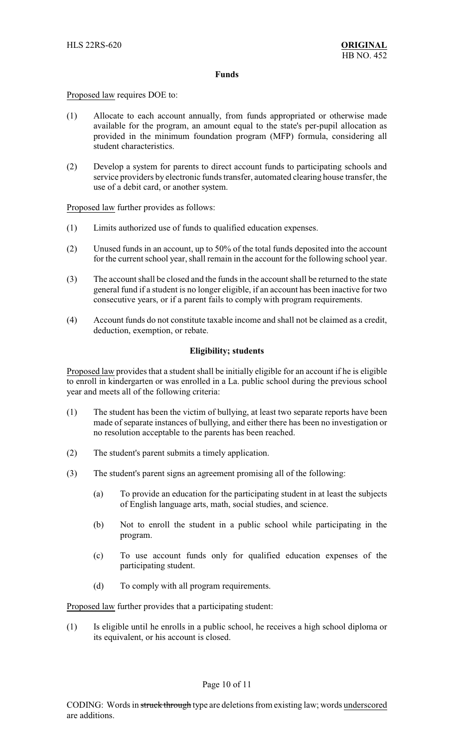**Funds**

Proposed law requires DOE to:

(1) Allocate to each account annually, from funds appropriated or otherwise made available for the program, an amount equal to the state's per-pupil allocation as provided in the minimum foundation program (MFP) formula, considering all student characteristics.

(2) Develop a system for parents to direct account funds to participating schools and service providers by electronic funds transfer, automated clearing house transfer, the use of a debit card, or another system.

Proposed law further provides as follows:

(1) Limits authorized use of funds to qualified education expenses.

(2) Unused funds in an account, up to 50% of the total funds deposited into the account for the current school year, shall remain in the account for the following school year.

(3) The account shall be closed and the funds in the account shall be returned to the state general fund if a student is no longer eligible, if an account has been inactive for two consecutive years, or if a parent fails to comply with program requirements.

(4) Account funds do not constitute taxable income and shall not be claimed as a credit, deduction, exemption, or rebate.

**Eligibility; students**

Proposed law provides that a student shall be initially eligible for an account if he is eligible to enroll in kindergarten or was enrolled in a La. public school during the previous school year and meets all of the following criteria:

(1) The student has been the victim of bullying, at least two separate reports have been made of separate instances of bullying, and either there has been no investigation or no resolution acceptable to the parents has been reached.

(2) The student's parent submits a timely application.

(3) The student's parent signs an agreement promising all of the following:

  (a) To provide an education for the participating student in at least the subjects of English language arts, math, social studies, and science.

  (b) Not to enroll the student in a public school while participating in the program.

  (c) To use account funds only for qualified education expenses of the participating student.

  (d) To comply with all program requirements.

Proposed law further provides that a participating student:

(1) Is eligible until he enrolls in a public school, he receives a high school diploma or its equivalent, or his account is closed.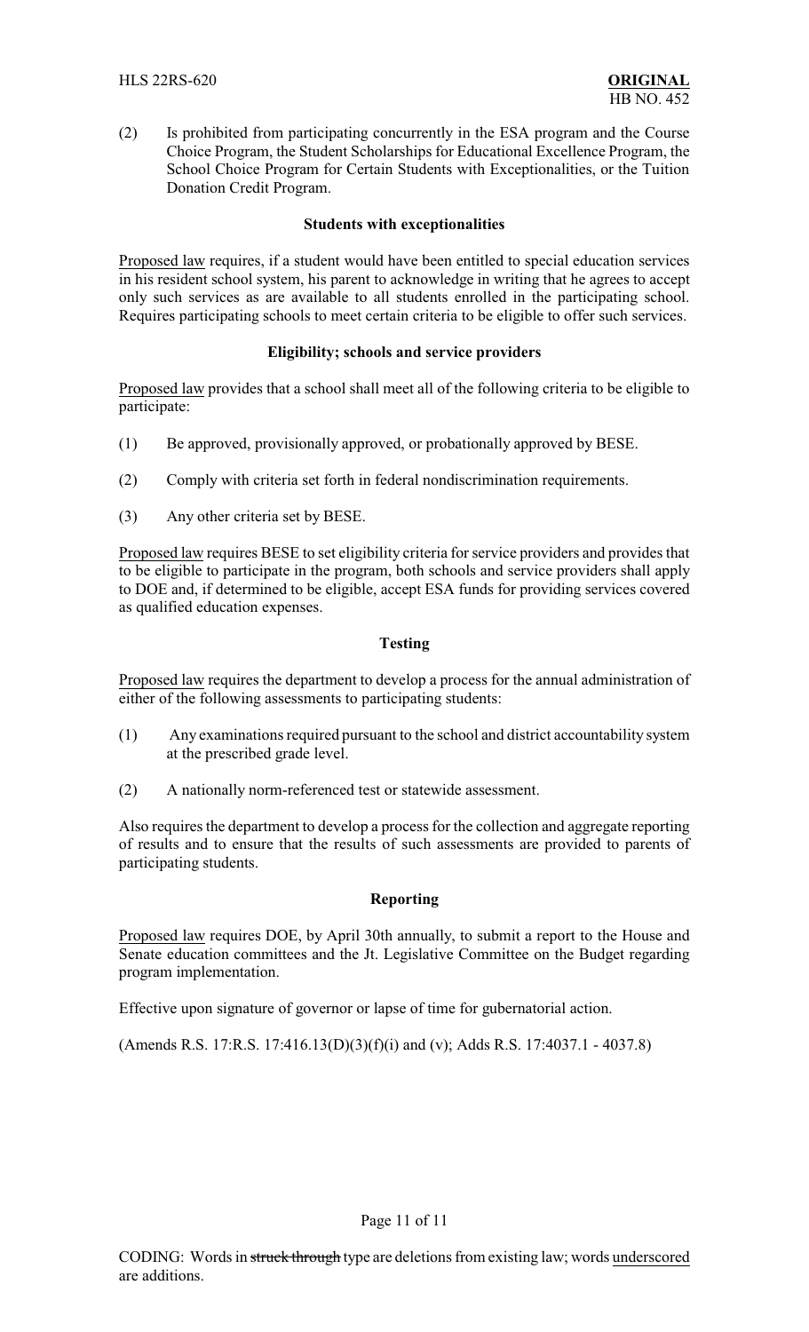(2) Is prohibited from participating concurrently in the ESA program and the Course Choice Program, the Student Scholarships for Educational Excellence Program, the School Choice Program for Certain Students with Exceptionalities, or the Tuition Donation Credit Program.

**Students with exceptionalities**

Proposed law requires, if a student would have been entitled to special education services in his resident school system, his parent to acknowledge in writing that he agrees to accept only such services as are available to all students enrolled in the participating school. Requires participating schools to meet certain criteria to be eligible to offer such services.

**Eligibility; schools and service providers**

Proposed law provides that a school shall meet all of the following criteria to be eligible to participate:

(1) Be approved, provisionally approved, or probationally approved by BESE.

(2) Comply with criteria set forth in federal nondiscrimination requirements.

(3) Any other criteria set by BESE.

Proposed law requires BESE to set eligibility criteria for service providers and provides that to be eligible to participate in the program, both schools and service providers shall apply to DOE and, if determined to be eligible, accept ESA funds for providing services covered as qualified education expenses.

**Testing**

Proposed law requires the department to develop a process for the annual administration of either of the following assessments to participating students:

(1) Any examinations required pursuant to the school and district accountability system at the prescribed grade level.

(2) A nationally norm-referenced test or statewide assessment.

Also requires the department to develop a process for the collection and aggregate reporting of results and to ensure that the results of such assessments are provided to parents of participating students.

**Reporting**

Proposed law requires DOE, by April 30th annually, to submit a report to the House and Senate education committees and the Jt. Legislative Committee on the Budget regarding program implementation.

Effective upon signature of governor or lapse of time for gubernatorial action.

(Amends R.S. 17:R.S. 17:416.13(D)(3)(f)(i) and (v); Adds R.S. 17:4037.1 - 4037.8)

CODING: Words in ~~struck through~~ type are deletions from existing law; words underscored are additions.